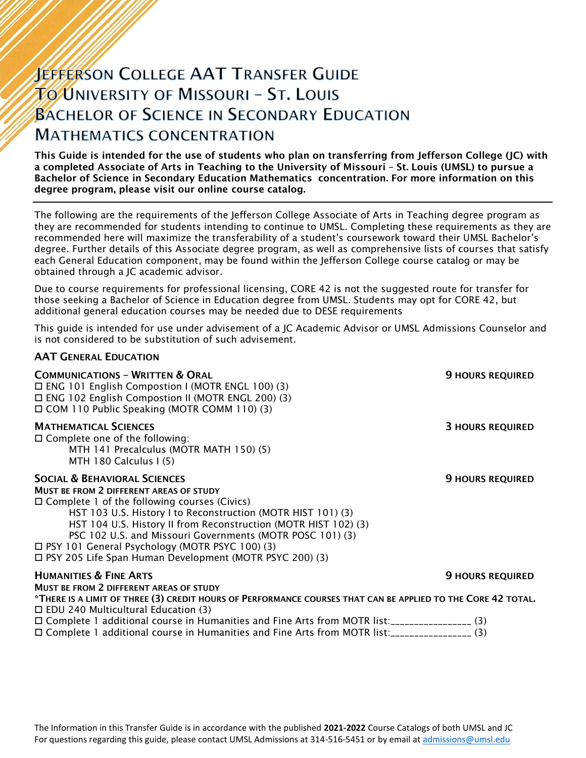# Jefferson College AAT Transfer Guide To University of Missouri – St. Louis Bachelor of Science in Secondary Education Mathematics concentration

**This Guide is intended for the use of students who plan on transferring from Jefferson College (JC) with a completed Associate of Arts in Teaching to the University of Missouri – St. Louis (UMSL) to pursue a Bachelor of Science in Secondary Education Mathematics concentration. For more information on this degree program, please visit our online course catalog.**

---

The following are the requirements of the Jefferson College Associate of Arts in Teaching degree program as they are recommended for students intending to continue to UMSL. Completing these requirements as they are recommended here will maximize the transferability of a student's coursework toward their UMSL Bachelor's degree. Further details of this Associate degree program, as well as comprehensive lists of courses that satisfy each General Education component, may be found within the Jefferson College course catalog or may be obtained through a JC academic advisor.

Due to course requirements for professional licensing, CORE 42 is not the suggested route for transfer for those seeking a Bachelor of Science in Education degree from UMSL. Students may opt for CORE 42, but additional general education courses may be needed due to DESE requirements

This guide is intended for use under advisement of a JC Academic Advisor or UMSL Admissions Counselor and is not considered to be substitution of such advisement.

## AAT General Education

### Communications – Written & Oral — 9 Hours Required

- ☐ ENG 101 English Compostion I (MOTR ENGL 100) (3)
- ☐ ENG 102 English Compostion II (MOTR ENGL 200) (3)
- ☐ COM 110 Public Speaking (MOTR COMM 110) (3)

### Mathematical Sciences — 3 Hours Required

- ☐ Complete one of the following:
  - MTH 141 Precalculus (MOTR MATH 150) (5)
  - MTH 180 Calculus I (5)

### Social & Behavioral Sciences — 9 Hours Required

**Must be from 2 different areas of study**

- ☐ Complete 1 of the following courses (Civics)
  - HST 103 U.S. History I to Reconstruction (MOTR HIST 101) (3)
  - HST 104 U.S. History II from Reconstruction (MOTR HIST 102) (3)
  - PSC 102 U.S. and Missouri Governments (MOTR POSC 101) (3)
- ☐ PSY 101 General Psychology (MOTR PSYC 100) (3)
- ☐ PSY 205 Life Span Human Development (MOTR PSYC 200) (3)

### Humanities & Fine Arts — 9 Hours Required

**Must be from 2 different areas of study**

***There is a limit of three (3) credit hours of Performance courses that can be applied to the Core 42 total.**

- ☐ EDU 240 Multicultural Education (3)
- ☐ Complete 1 additional course in Humanities and Fine Arts from MOTR list:_______________ (3)
- ☐ Complete 1 additional course in Humanities and Fine Arts from MOTR list:_______________ (3)

The Information in this Transfer Guide is in accordance with the published **2021-2022** Course Catalogs of both UMSL and JC
For questions regarding this guide, please contact UMSL Admissions at 314-516-5451 or by email at admissions@umsl.edu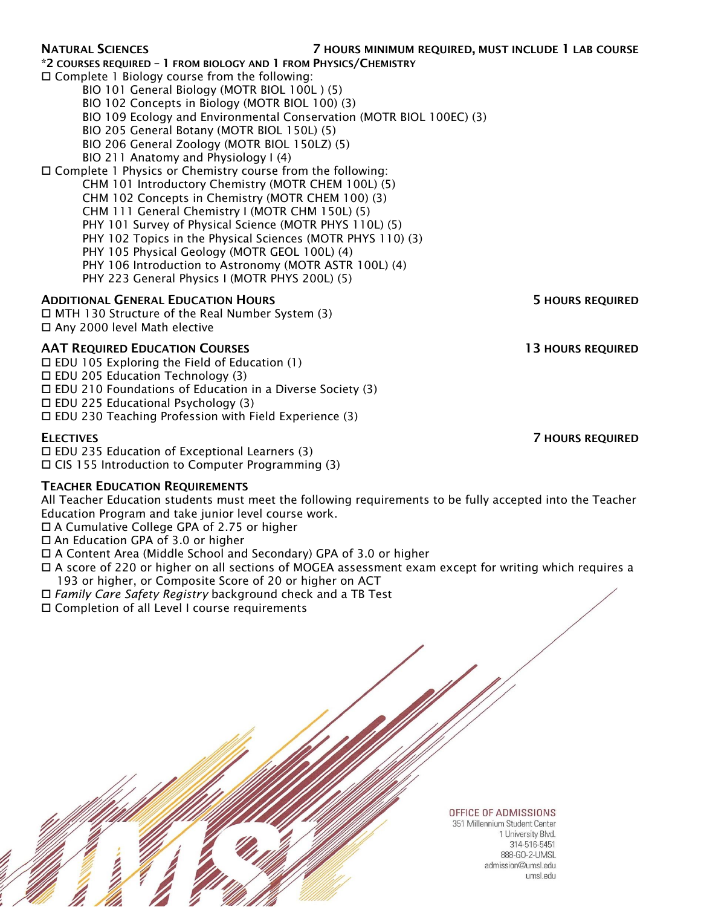## Natural Sciences — 7 hours minimum required, must include 1 lab course

*2 courses required – 1 from Biology and 1 from Physics/Chemistry

- ☐ Complete 1 Biology course from the following:
  - BIO 101 General Biology (MOTR BIOL 100L ) (5)
  - BIO 102 Concepts in Biology (MOTR BIOL 100) (3)
  - BIO 109 Ecology and Environmental Conservation (MOTR BIOL 100EC) (3)
  - BIO 205 General Botany (MOTR BIOL 150L) (5)
  - BIO 206 General Zoology (MOTR BIOL 150LZ) (5)
  - BIO 211 Anatomy and Physiology I (4)
- ☐ Complete 1 Physics or Chemistry course from the following:
  - CHM 101 Introductory Chemistry (MOTR CHEM 100L) (5)
  - CHM 102 Concepts in Chemistry (MOTR CHEM 100) (3)
  - CHM 111 General Chemistry I (MOTR CHM 150L) (5)
  - PHY 101 Survey of Physical Science (MOTR PHYS 110L) (5)
  - PHY 102 Topics in the Physical Sciences (MOTR PHYS 110) (3)
  - PHY 105 Physical Geology (MOTR GEOL 100L) (4)
  - PHY 106 Introduction to Astronomy (MOTR ASTR 100L) (4)
  - PHY 223 General Physics I (MOTR PHYS 200L) (5)

## Additional General Education Hours — 5 hours required

- ☐ MTH 130 Structure of the Real Number System (3)
- ☐ Any 2000 level Math elective

## AAT Required Education Courses — 13 hours required

- ☐ EDU 105 Exploring the Field of Education (1)
- ☐ EDU 205 Education Technology (3)
- ☐ EDU 210 Foundations of Education in a Diverse Society (3)
- ☐ EDU 225 Educational Psychology (3)
- ☐ EDU 230 Teaching Profession with Field Experience (3)

## Electives — 7 hours required

- ☐ EDU 235 Education of Exceptional Learners (3)
- ☐ CIS 155 Introduction to Computer Programming (3)

## Teacher Education Requirements

All Teacher Education students must meet the following requirements to be fully accepted into the Teacher Education Program and take junior level course work.

- ☐ A Cumulative College GPA of 2.75 or higher
- ☐ An Education GPA of 3.0 or higher
- ☐ A Content Area (Middle School and Secondary) GPA of 3.0 or higher
- ☐ A score of 220 or higher on all sections of MOGEA assessment exam except for writing which requires a 193 or higher, or Composite Score of 20 or higher on ACT
- ☐ *Family Care Safety Registry* background check and a TB Test
- ☐ Completion of all Level I course requirements

OFFICE OF ADMISSIONS
351 Millennium Student Center
1 University Blvd.
314-516-5451
888-GO-2-UMSL
admission@umsl.edu
umsl.edu